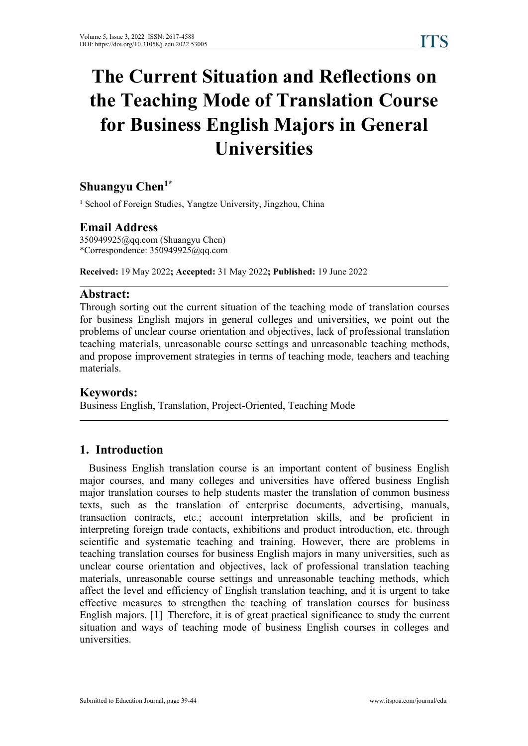# The Current Situation and Reflections on the Teaching Mode of Translation Course for Business English Majors in General Universities

## Shuangyu Chen[1*]

[1] School of Foreign Studies, Yangtze University, Jingzhou, China

## Email Address

350949925@qq.com (Shuangyu Chen)
*Correspondence: 350949925@qq.com

**Received:** 19 May 2022**; Accepted:** 31 May 2022**; Published:** 19 June 2022

## Abstract:

Through sorting out the current situation of the teaching mode of translation courses for business English majors in general colleges and universities, we point out the problems of unclear course orientation and objectives, lack of professional translation teaching materials, unreasonable course settings and unreasonable teaching methods, and propose improvement strategies in terms of teaching mode, teachers and teaching materials.

## Keywords:

Business English, Translation, Project-Oriented, Teaching Mode

## 1. Introduction

Business English translation course is an important content of business English major courses, and many colleges and universities have offered business English major translation courses to help students master the translation of common business texts, such as the translation of enterprise documents, advertising, manuals, transaction contracts, etc.; account interpretation skills, and be proficient in interpreting foreign trade contacts, exhibitions and product introduction, etc. through scientific and systematic teaching and training. However, there are problems in teaching translation courses for business English majors in many universities, such as unclear course orientation and objectives, lack of professional translation teaching materials, unreasonable course settings and unreasonable teaching methods, which affect the level and efficiency of English translation teaching, and it is urgent to take effective measures to strengthen the teaching of translation courses for business English majors. [1] Therefore, it is of great practical significance to study the current situation and ways of teaching mode of business English courses in colleges and universities.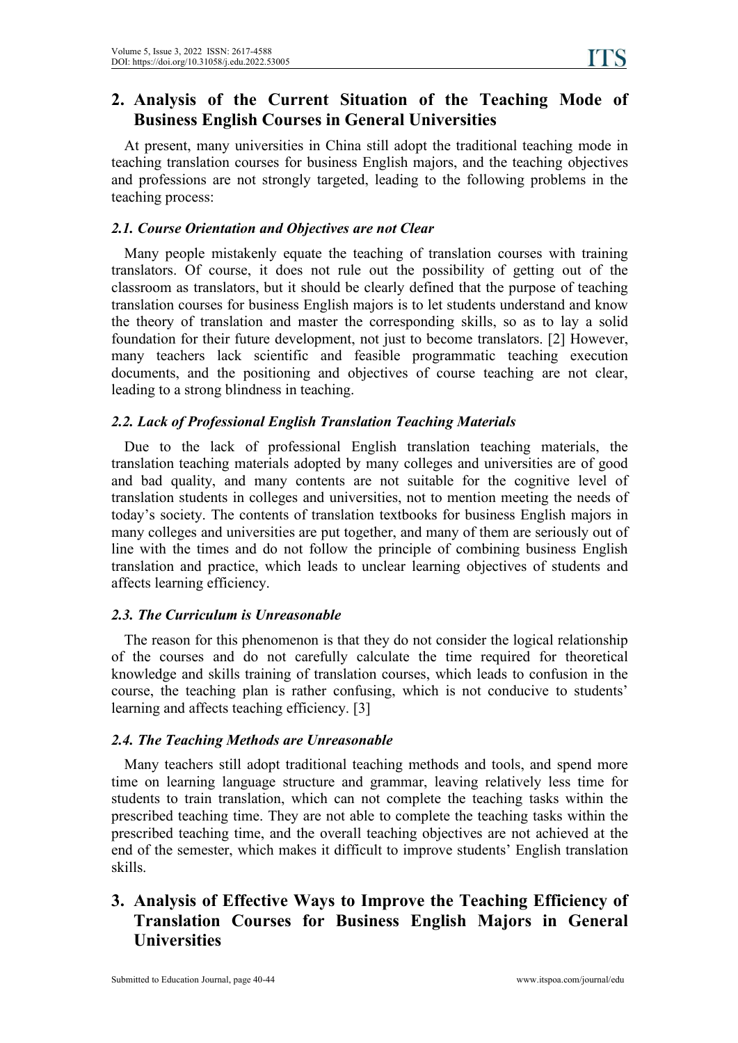## 2. Analysis of the Current Situation of the Teaching Mode of Business English Courses in General Universities

At present, many universities in China still adopt the traditional teaching mode in teaching translation courses for business English majors, and the teaching objectives and professions are not strongly targeted, leading to the following problems in the teaching process:

### *2.1. Course Orientation and Objectives are not Clear*

Many people mistakenly equate the teaching of translation courses with training translators. Of course, it does not rule out the possibility of getting out of the classroom as translators, but it should be clearly defined that the purpose of teaching translation courses for business English majors is to let students understand and know the theory of translation and master the corresponding skills, so as to lay a solid foundation for their future development, not just to become translators. [2] However, many teachers lack scientific and feasible programmatic teaching execution documents, and the positioning and objectives of course teaching are not clear, leading to a strong blindness in teaching.

### *2.2. Lack of Professional English Translation Teaching Materials*

Due to the lack of professional English translation teaching materials, the translation teaching materials adopted by many colleges and universities are of good and bad quality, and many contents are not suitable for the cognitive level of translation students in colleges and universities, not to mention meeting the needs of today's society. The contents of translation textbooks for business English majors in many colleges and universities are put together, and many of them are seriously out of line with the times and do not follow the principle of combining business English translation and practice, which leads to unclear learning objectives of students and affects learning efficiency.

### *2.3. The Curriculum is Unreasonable*

The reason for this phenomenon is that they do not consider the logical relationship of the courses and do not carefully calculate the time required for theoretical knowledge and skills training of translation courses, which leads to confusion in the course, the teaching plan is rather confusing, which is not conducive to students' learning and affects teaching efficiency. [3]

### *2.4. The Teaching Methods are Unreasonable*

Many teachers still adopt traditional teaching methods and tools, and spend more time on learning language structure and grammar, leaving relatively less time for students to train translation, which can not complete the teaching tasks within the prescribed teaching time. They are not able to complete the teaching tasks within the prescribed teaching time, and the overall teaching objectives are not achieved at the end of the semester, which makes it difficult to improve students' English translation skills.

## 3. Analysis of Effective Ways to Improve the Teaching Efficiency of Translation Courses for Business English Majors in General Universities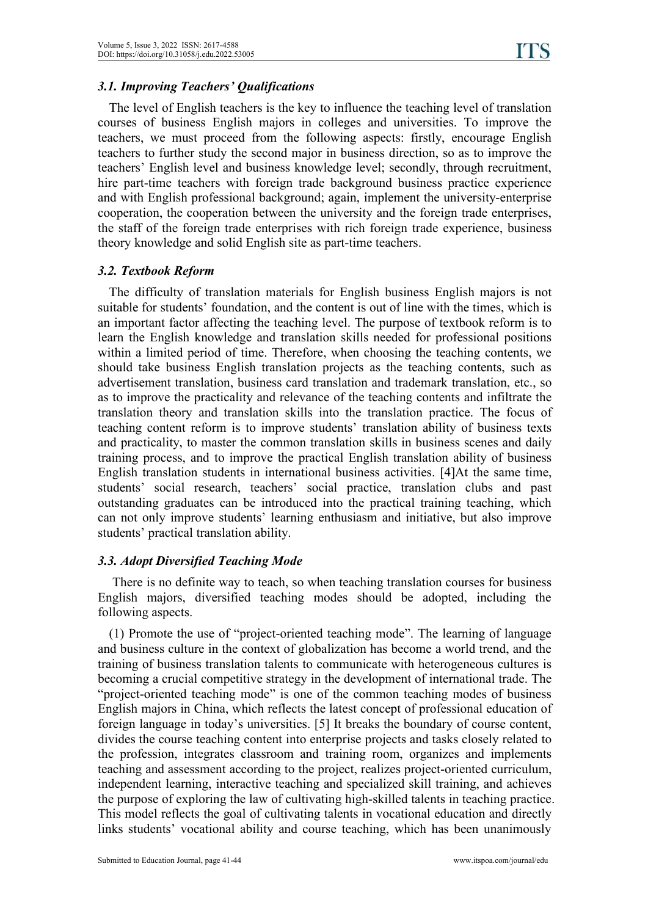### *3.1. Improving Teachers' Qualifications*

The level of English teachers is the key to influence the teaching level of translation courses of business English majors in colleges and universities. To improve the teachers, we must proceed from the following aspects: firstly, encourage English teachers to further study the second major in business direction, so as to improve the teachers' English level and business knowledge level; secondly, through recruitment, hire part-time teachers with foreign trade background business practice experience and with English professional background; again, implement the university-enterprise cooperation, the cooperation between the university and the foreign trade enterprises, the staff of the foreign trade enterprises with rich foreign trade experience, business theory knowledge and solid English site as part-time teachers.

### *3.2. Textbook Reform*

The difficulty of translation materials for English business English majors is not suitable for students' foundation, and the content is out of line with the times, which is an important factor affecting the teaching level. The purpose of textbook reform is to learn the English knowledge and translation skills needed for professional positions within a limited period of time. Therefore, when choosing the teaching contents, we should take business English translation projects as the teaching contents, such as advertisement translation, business card translation and trademark translation, etc., so as to improve the practicality and relevance of the teaching contents and infiltrate the translation theory and translation skills into the translation practice. The focus of teaching content reform is to improve students' translation ability of business texts and practicality, to master the common translation skills in business scenes and daily training process, and to improve the practical English translation ability of business English translation students in international business activities. [4]At the same time, students' social research, teachers' social practice, translation clubs and past outstanding graduates can be introduced into the practical training teaching, which can not only improve students' learning enthusiasm and initiative, but also improve students' practical translation ability.

### *3.3. Adopt Diversified Teaching Mode*

There is no definite way to teach, so when teaching translation courses for business English majors, diversified teaching modes should be adopted, including the following aspects.

(1) Promote the use of "project-oriented teaching mode". The learning of language and business culture in the context of globalization has become a world trend, and the training of business translation talents to communicate with heterogeneous cultures is becoming a crucial competitive strategy in the development of international trade. The "project-oriented teaching mode" is one of the common teaching modes of business English majors in China, which reflects the latest concept of professional education of foreign language in today's universities. [5] It breaks the boundary of course content, divides the course teaching content into enterprise projects and tasks closely related to the profession, integrates classroom and training room, organizes and implements teaching and assessment according to the project, realizes project-oriented curriculum, independent learning, interactive teaching and specialized skill training, and achieves the purpose of exploring the law of cultivating high-skilled talents in teaching practice. This model reflects the goal of cultivating talents in vocational education and directly links students' vocational ability and course teaching, which has been unanimously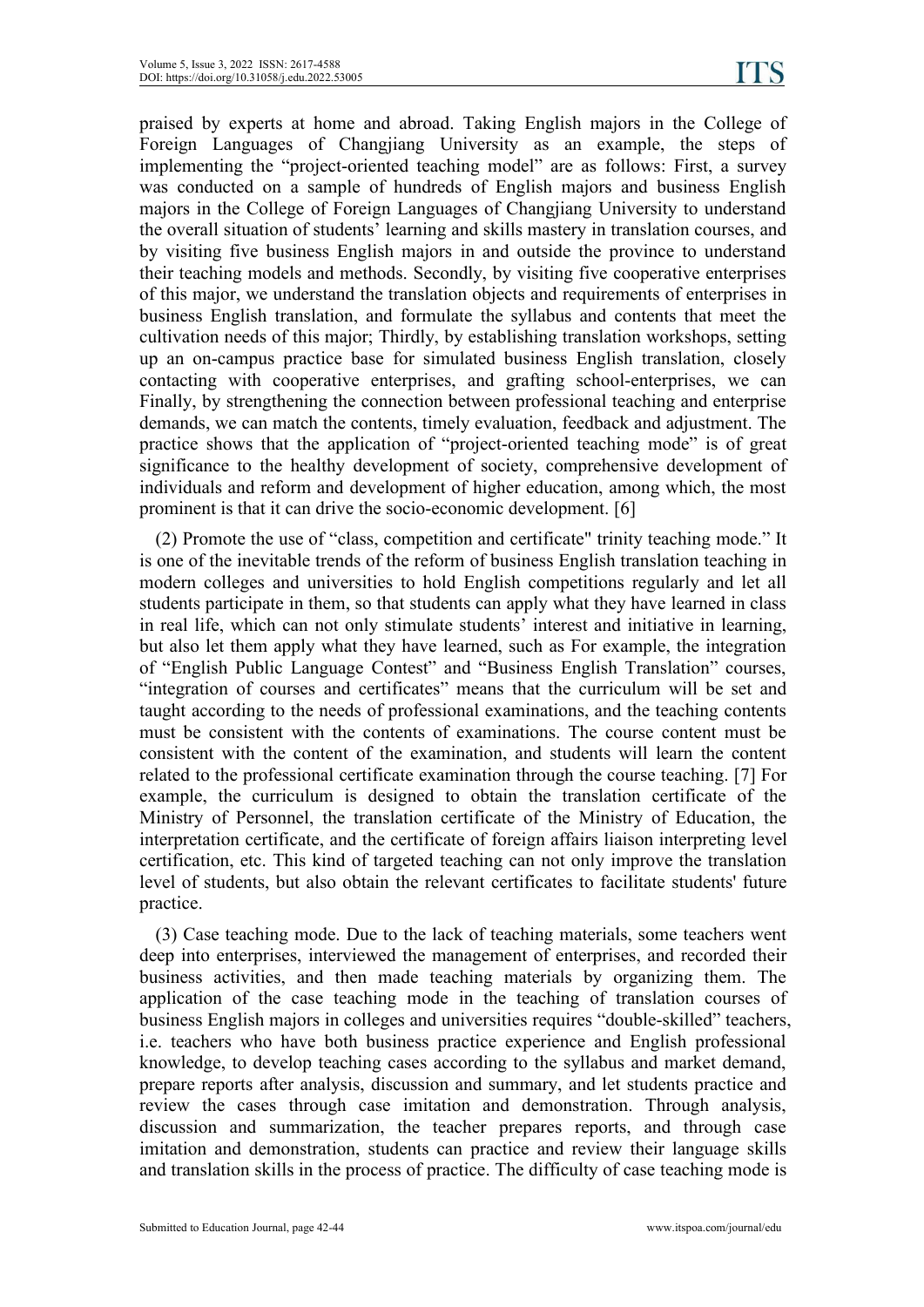praised by experts at home and abroad. Taking English majors in the College of Foreign Languages of Changjiang University as an example, the steps of implementing the "project-oriented teaching model" are as follows: First, a survey was conducted on a sample of hundreds of English majors and business English majors in the College of Foreign Languages of Changjiang University to understand the overall situation of students' learning and skills mastery in translation courses, and by visiting five business English majors in and outside the province to understand their teaching models and methods. Secondly, by visiting five cooperative enterprises of this major, we understand the translation objects and requirements of enterprises in business English translation, and formulate the syllabus and contents that meet the cultivation needs of this major; Thirdly, by establishing translation workshops, setting up an on-campus practice base for simulated business English translation, closely contacting with cooperative enterprises, and grafting school-enterprises, we can Finally, by strengthening the connection between professional teaching and enterprise demands, we can match the contents, timely evaluation, feedback and adjustment. The practice shows that the application of "project-oriented teaching mode" is of great significance to the healthy development of society, comprehensive development of individuals and reform and development of higher education, among which, the most prominent is that it can drive the socio-economic development. [6]

(2) Promote the use of "class, competition and certificate" trinity teaching mode." It is one of the inevitable trends of the reform of business English translation teaching in modern colleges and universities to hold English competitions regularly and let all students participate in them, so that students can apply what they have learned in class in real life, which can not only stimulate students' interest and initiative in learning, but also let them apply what they have learned, such as For example, the integration of "English Public Language Contest" and "Business English Translation" courses, "integration of courses and certificates" means that the curriculum will be set and taught according to the needs of professional examinations, and the teaching contents must be consistent with the contents of examinations. The course content must be consistent with the content of the examination, and students will learn the content related to the professional certificate examination through the course teaching. [7] For example, the curriculum is designed to obtain the translation certificate of the Ministry of Personnel, the translation certificate of the Ministry of Education, the interpretation certificate, and the certificate of foreign affairs liaison interpreting level certification, etc. This kind of targeted teaching can not only improve the translation level of students, but also obtain the relevant certificates to facilitate students' future practice.

(3) Case teaching mode. Due to the lack of teaching materials, some teachers went deep into enterprises, interviewed the management of enterprises, and recorded their business activities, and then made teaching materials by organizing them. The application of the case teaching mode in the teaching of translation courses of business English majors in colleges and universities requires "double-skilled" teachers, i.e. teachers who have both business practice experience and English professional knowledge, to develop teaching cases according to the syllabus and market demand, prepare reports after analysis, discussion and summary, and let students practice and review the cases through case imitation and demonstration. Through analysis, discussion and summarization, the teacher prepares reports, and through case imitation and demonstration, students can practice and review their language skills and translation skills in the process of practice. The difficulty of case teaching mode is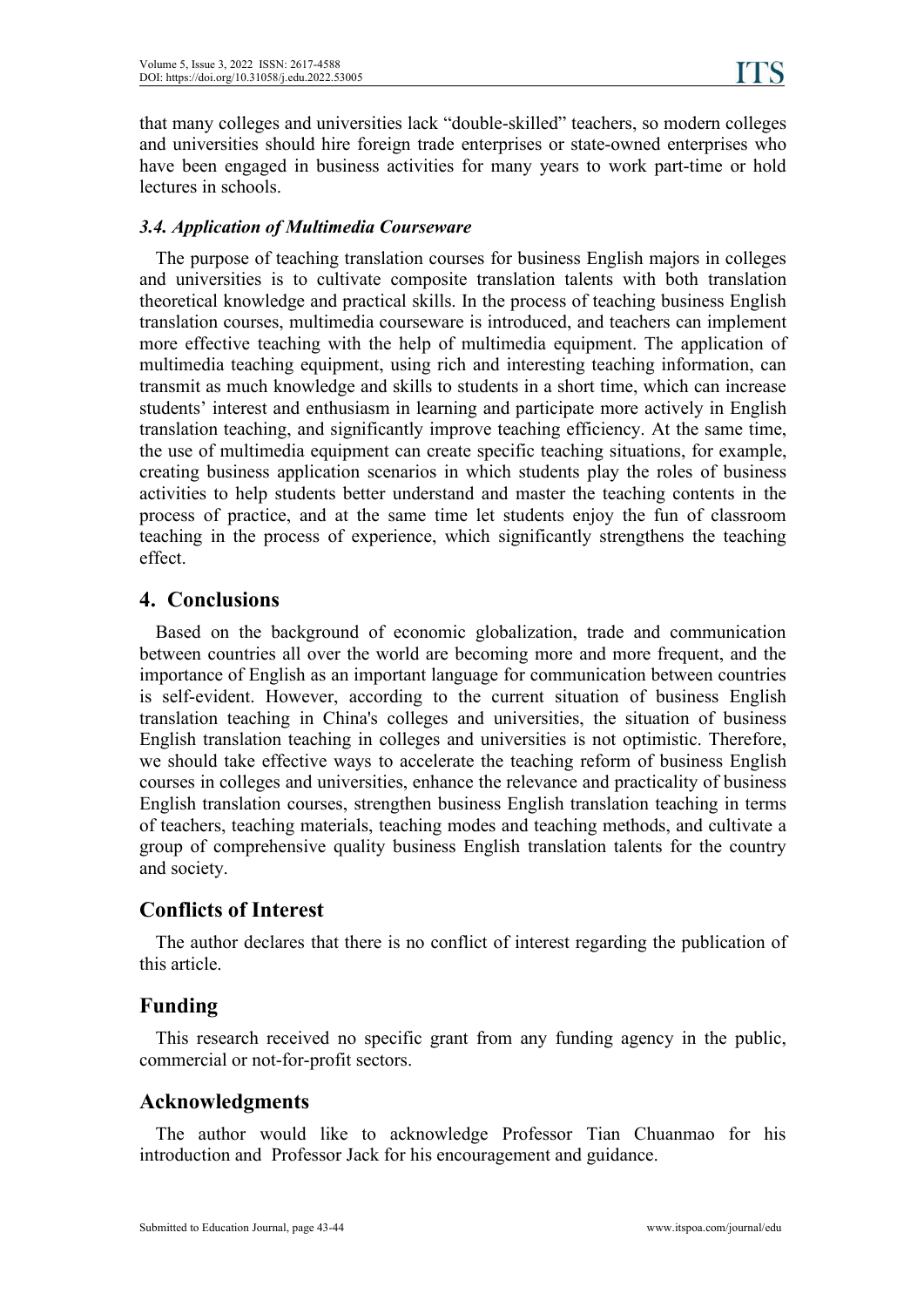that many colleges and universities lack "double-skilled" teachers, so modern colleges and universities should hire foreign trade enterprises or state-owned enterprises who have been engaged in business activities for many years to work part-time or hold lectures in schools.

### *3.4. Application of Multimedia Courseware*

The purpose of teaching translation courses for business English majors in colleges and universities is to cultivate composite translation talents with both translation theoretical knowledge and practical skills. In the process of teaching business English translation courses, multimedia courseware is introduced, and teachers can implement more effective teaching with the help of multimedia equipment. The application of multimedia teaching equipment, using rich and interesting teaching information, can transmit as much knowledge and skills to students in a short time, which can increase students' interest and enthusiasm in learning and participate more actively in English translation teaching, and significantly improve teaching efficiency. At the same time, the use of multimedia equipment can create specific teaching situations, for example, creating business application scenarios in which students play the roles of business activities to help students better understand and master the teaching contents in the process of practice, and at the same time let students enjoy the fun of classroom teaching in the process of experience, which significantly strengthens the teaching effect.

## 4. Conclusions

Based on the background of economic globalization, trade and communication between countries all over the world are becoming more and more frequent, and the importance of English as an important language for communication between countries is self-evident. However, according to the current situation of business English translation teaching in China's colleges and universities, the situation of business English translation teaching in colleges and universities is not optimistic. Therefore, we should take effective ways to accelerate the teaching reform of business English courses in colleges and universities, enhance the relevance and practicality of business English translation courses, strengthen business English translation teaching in terms of teachers, teaching materials, teaching modes and teaching methods, and cultivate a group of comprehensive quality business English translation talents for the country and society.

## Conflicts of Interest

The author declares that there is no conflict of interest regarding the publication of this article.

## Funding

This research received no specific grant from any funding agency in the public, commercial or not-for-profit sectors.

## Acknowledgments

The author would like to acknowledge Professor Tian Chuanmao for his introduction and Professor Jack for his encouragement and guidance.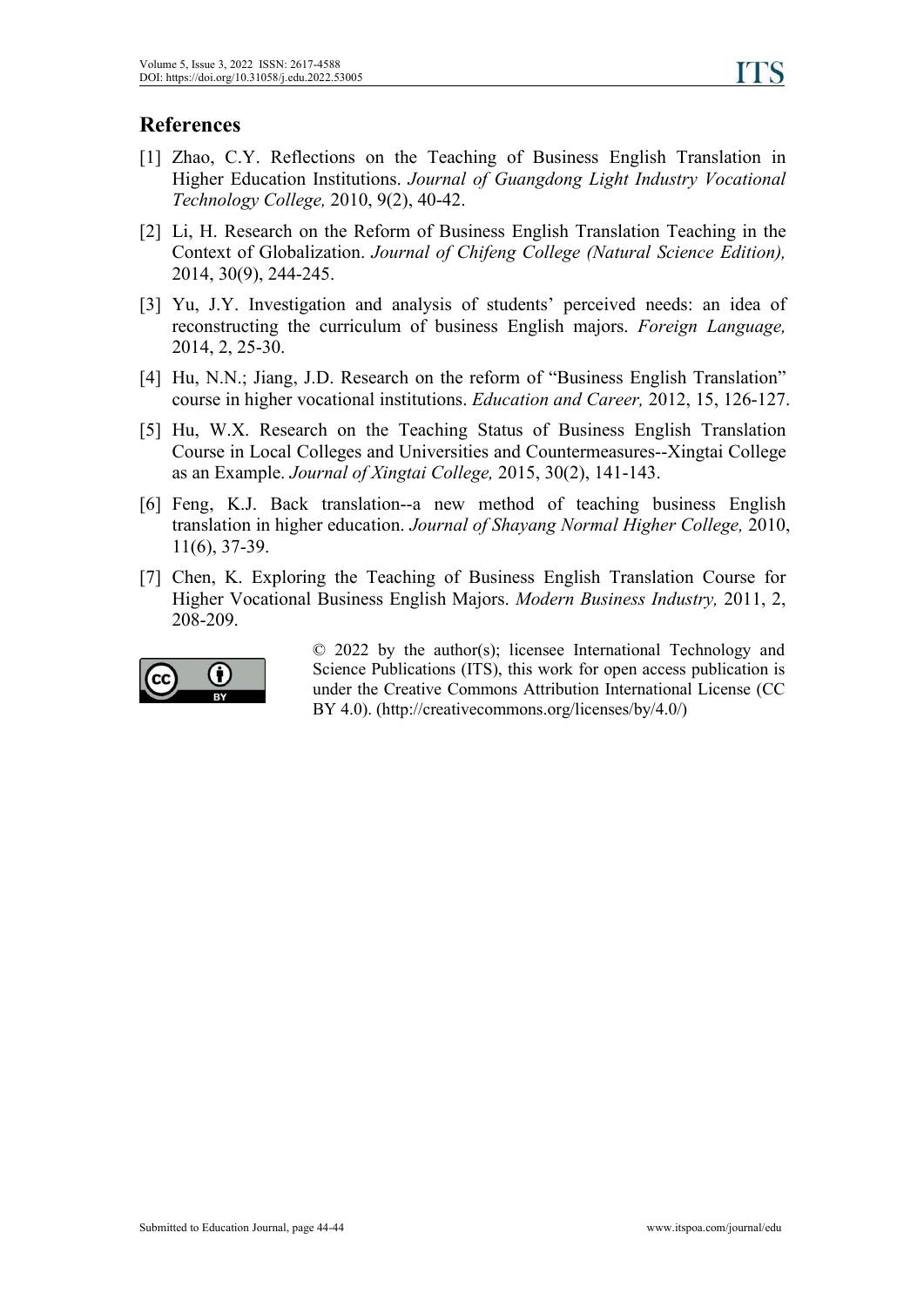## References

[1] Zhao, C.Y. Reflections on the Teaching of Business English Translation in Higher Education Institutions. *Journal of Guangdong Light Industry Vocational Technology College,* 2010, 9(2), 40-42.

[2] Li, H. Research on the Reform of Business English Translation Teaching in the Context of Globalization. *Journal of Chifeng College (Natural Science Edition),* 2014, 30(9), 244-245.

[3] Yu, J.Y. Investigation and analysis of students' perceived needs: an idea of reconstructing the curriculum of business English majors. *Foreign Language,* 2014, 2, 25-30.

[4] Hu, N.N.; Jiang, J.D. Research on the reform of "Business English Translation" course in higher vocational institutions. *Education and Career,* 2012, 15, 126-127.

[5] Hu, W.X. Research on the Teaching Status of Business English Translation Course in Local Colleges and Universities and Countermeasures--Xingtai College as an Example. *Journal of Xingtai College,* 2015, 30(2), 141-143.

[6] Feng, K.J. Back translation--a new method of teaching business English translation in higher education. *Journal of Shayang Normal Higher College,* 2010, 11(6), 37-39.

[7] Chen, K. Exploring the Teaching of Business English Translation Course for Higher Vocational Business English Majors. *Modern Business Industry,* 2011, 2, 208-209.

© 2022 by the author(s); licensee International Technology and Science Publications (ITS), this work for open access publication is under the Creative Commons Attribution International License (CC BY 4.0). (http://creativecommons.org/licenses/by/4.0/)